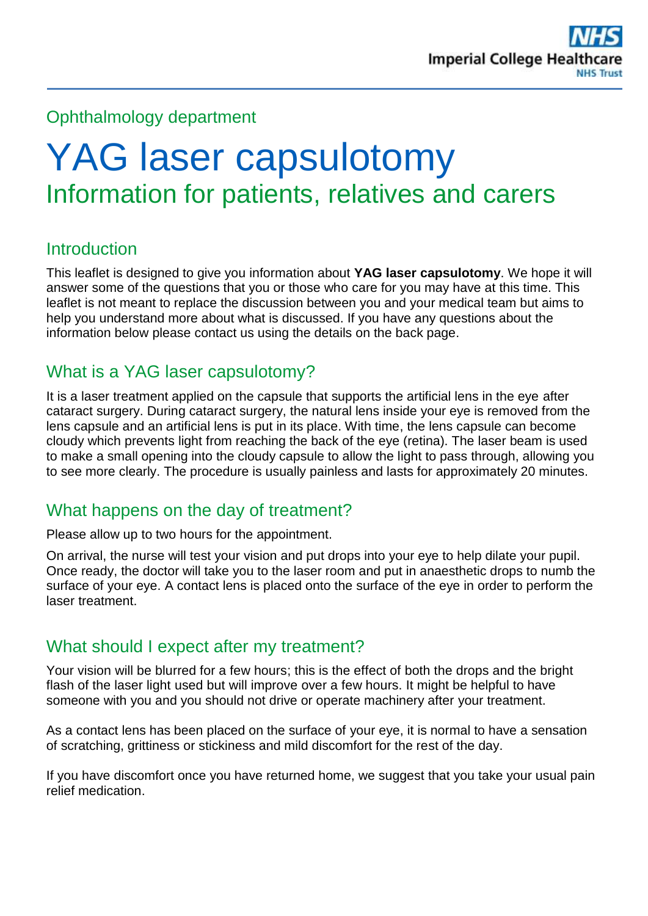Ophthalmology department

# YAG laser capsulotomy

## Information for patients, relatives and carers

### Introduction

This leaflet is designed to give you information about **YAG laser capsulotomy**. We hope it will answer some of the questions that you or those who care for you may have at this time. This leaflet is not meant to replace the discussion between you and your medical team but aims to help you understand more about what is discussed. If you have any questions about the information below please contact us using the details on the back page.

### What is a YAG laser capsulotomy?

It is a laser treatment applied on the capsule that supports the artificial lens in the eye after cataract surgery. During cataract surgery, the natural lens inside your eye is removed from the lens capsule and an artificial lens is put in its place. With time, the lens capsule can become cloudy which prevents light from reaching the back of the eye (retina). The laser beam is used to make a small opening into the cloudy capsule to allow the light to pass through, allowing you to see more clearly. The procedure is usually painless and lasts for approximately 20 minutes.

### What happens on the day of treatment?

Please allow up to two hours for the appointment.

On arrival, the nurse will test your vision and put drops into your eye to help dilate your pupil. Once ready, the doctor will take you to the laser room and put in anaesthetic drops to numb the surface of your eye. A contact lens is placed onto the surface of the eye in order to perform the laser treatment.

### What should I expect after my treatment?

Your vision will be blurred for a few hours; this is the effect of both the drops and the bright flash of the laser light used but will improve over a few hours. It might be helpful to have someone with you and you should not drive or operate machinery after your treatment.

As a contact lens has been placed on the surface of your eye, it is normal to have a sensation of scratching, grittiness or stickiness and mild discomfort for the rest of the day.

If you have discomfort once you have returned home, we suggest that you take your usual pain relief medication.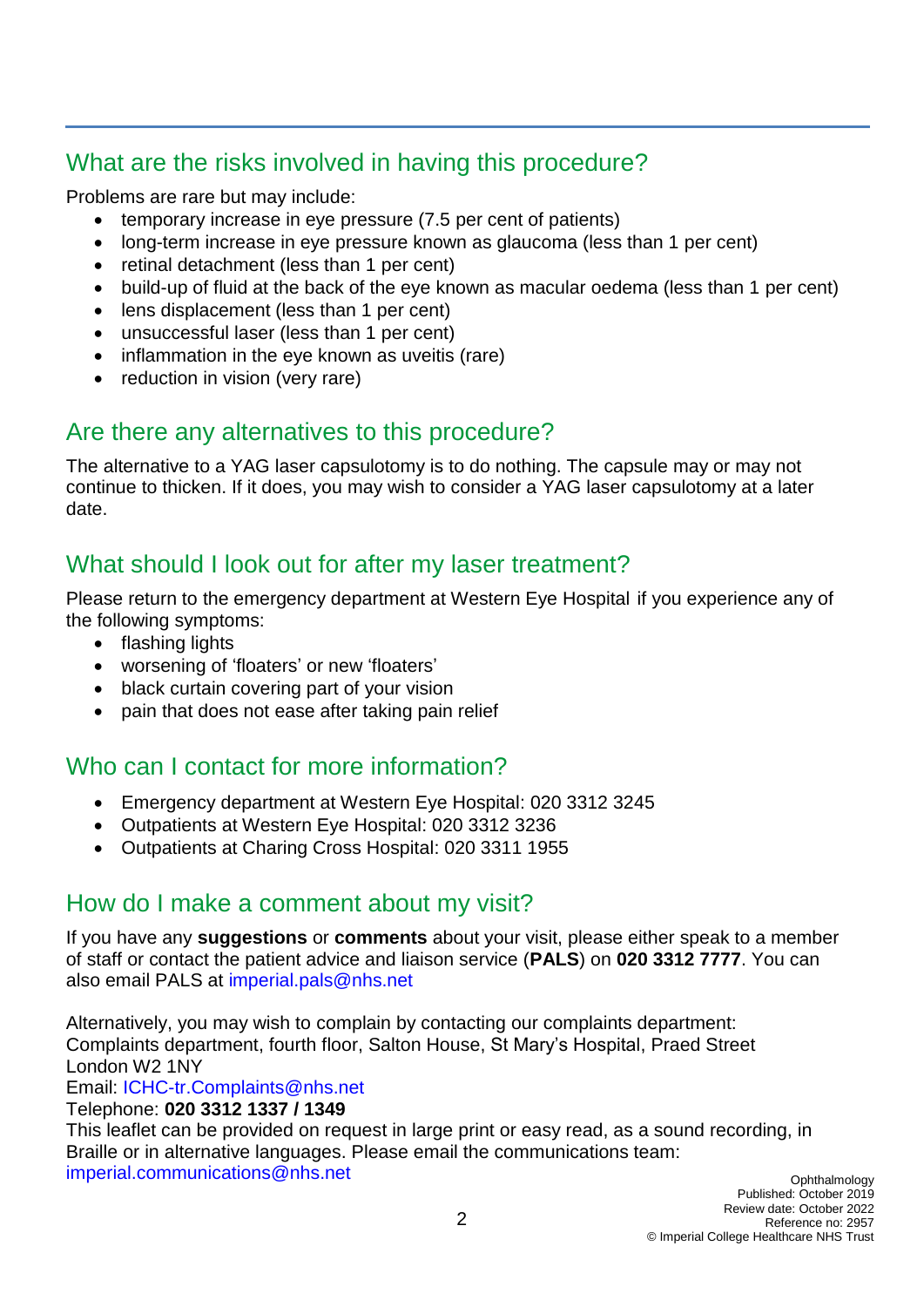## What are the risks involved in having this procedure?

Problems are rare but may include:

- temporary increase in eye pressure (7.5 per cent of patients)
- long-term increase in eye pressure known as glaucoma (less than 1 per cent)
- retinal detachment (less than 1 per cent)
- build-up of fluid at the back of the eye known as macular oedema (less than 1 per cent)
- lens displacement (less than 1 per cent)
- unsuccessful laser (less than 1 per cent)
- inflammation in the eye known as uveitis (rare)
- reduction in vision (very rare)

## Are there any alternatives to this procedure?

The alternative to a YAG laser capsulotomy is to do nothing. The capsule may or may not continue to thicken. If it does, you may wish to consider a YAG laser capsulotomy at a later date.

## What should I look out for after my laser treatment?

Please return to the emergency department at Western Eye Hospital if you experience any of the following symptoms:

- flashing lights
- worsening of 'floaters' or new 'floaters'
- black curtain covering part of your vision
- pain that does not ease after taking pain relief

## Who can I contact for more information?

- Emergency department at Western Eye Hospital: 020 3312 3245
- Outpatients at Western Eye Hospital: 020 3312 3236
- Outpatients at Charing Cross Hospital: 020 3311 1955

## How do I make a comment about my visit?

If you have any **suggestions** or **comments** about your visit, please either speak to a member of staff or contact the patient advice and liaison service (**PALS**) on **020 3312 7777**. You can also email PALS at imperial.pals@nhs.net

Alternatively, you may wish to complain by contacting our complaints department:
Complaints department, fourth floor, Salton House, St Mary's Hospital, Praed Street
London W2 1NY
Email: ICHC-tr.Complaints@nhs.net
Telephone: **020 3312 1337 / 1349**
This leaflet can be provided on request in large print or easy read, as a sound recording, in Braille or in alternative languages. Please email the communications team: imperial.communications@nhs.net

Ophthalmology
Published: October 2019
Review date: October 2022
Reference no: 2957
© Imperial College Healthcare NHS Trust